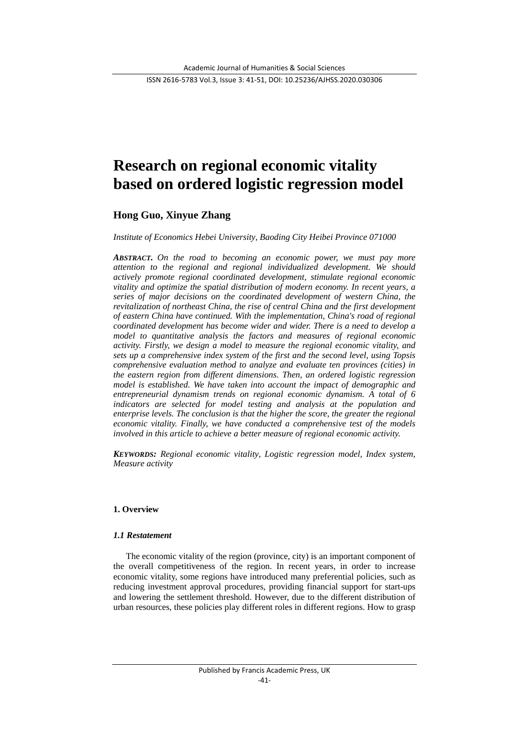# Research on regional economic vitality based on ordered logistic regression model

## Hong Guo, Xinyue Zhang

*Institute of Economics Hebei University, Baoding City Heibei Province 071000*

***ABSTRACT.*** *On the road to becoming an economic power, we must pay more attention to the regional and regional individualized development. We should actively promote regional coordinated development, stimulate regional economic vitality and optimize the spatial distribution of modern economy. In recent years, a series of major decisions on the coordinated development of western China, the revitalization of northeast China, the rise of central China and the first development of eastern China have continued. With the implementation, China's road of regional coordinated development has become wider and wider. There is a need to develop a model to quantitative analysis the factors and measures of regional economic activity. Firstly, we design a model to measure the regional economic vitality, and sets up a comprehensive index system of the first and the second level, using Topsis comprehensive evaluation method to analyze and evaluate ten provinces (cities) in the eastern region from different dimensions. Then, an ordered logistic regression model is established. We have taken into account the impact of demographic and entrepreneurial dynamism trends on regional economic dynamism. A total of 6 indicators are selected for model testing and analysis at the population and enterprise levels. The conclusion is that the higher the score, the greater the regional economic vitality. Finally, we have conducted a comprehensive test of the models involved in this article to achieve a better measure of regional economic activity.*

***KEYWORDS:*** *Regional economic vitality, Logistic regression model, Index system, Measure activity*

### 1. Overview

#### *1.1 Restatement*

The economic vitality of the region (province, city) is an important component of the overall competitiveness of the region. In recent years, in order to increase economic vitality, some regions have introduced many preferential policies, such as reducing investment approval procedures, providing financial support for start-ups and lowering the settlement threshold. However, due to the different distribution of urban resources, these policies play different roles in different regions. How to grasp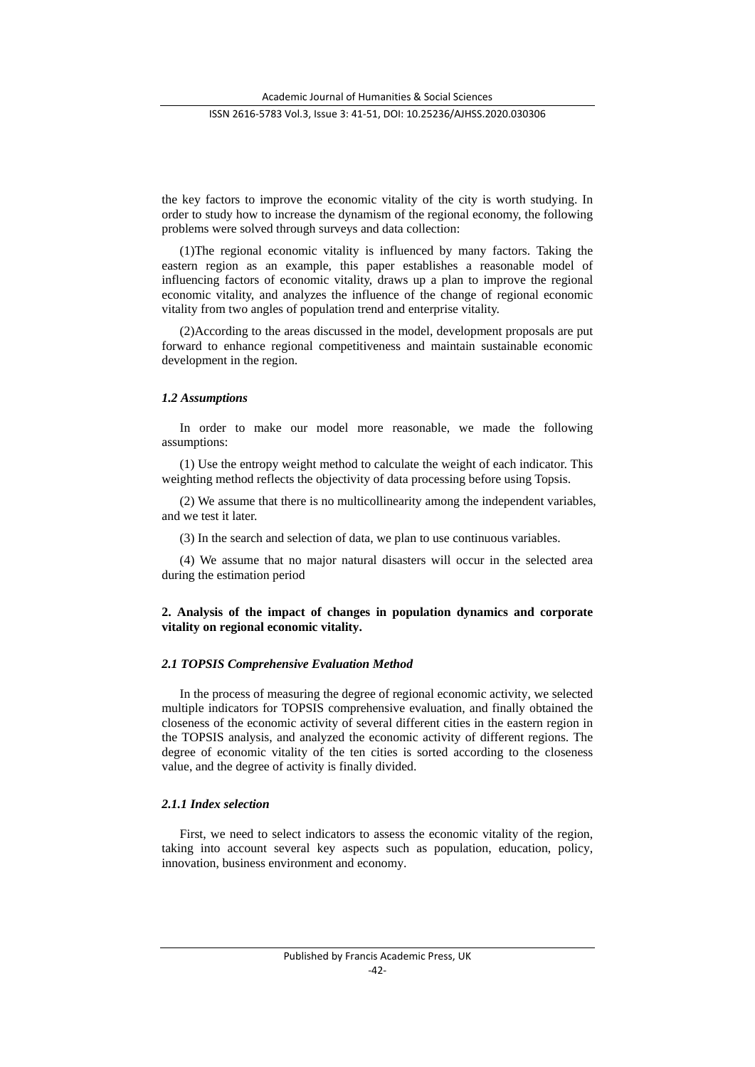the key factors to improve the economic vitality of the city is worth studying. In order to study how to increase the dynamism of the regional economy, the following problems were solved through surveys and data collection:

(1)The regional economic vitality is influenced by many factors. Taking the eastern region as an example, this paper establishes a reasonable model of influencing factors of economic vitality, draws up a plan to improve the regional economic vitality, and analyzes the influence of the change of regional economic vitality from two angles of population trend and enterprise vitality.

(2)According to the areas discussed in the model, development proposals are put forward to enhance regional competitiveness and maintain sustainable economic development in the region.

### *1.2 Assumptions*

In order to make our model more reasonable, we made the following assumptions:

(1) Use the entropy weight method to calculate the weight of each indicator. This weighting method reflects the objectivity of data processing before using Topsis.

(2) We assume that there is no multicollinearity among the independent variables, and we test it later.

(3) In the search and selection of data, we plan to use continuous variables.

(4) We assume that no major natural disasters will occur in the selected area during the estimation period

## 2. Analysis of the impact of changes in population dynamics and corporate vitality on regional economic vitality.

### *2.1 TOPSIS Comprehensive Evaluation Method*

In the process of measuring the degree of regional economic activity, we selected multiple indicators for TOPSIS comprehensive evaluation, and finally obtained the closeness of the economic activity of several different cities in the eastern region in the TOPSIS analysis, and analyzed the economic activity of different regions. The degree of economic vitality of the ten cities is sorted according to the closeness value, and the degree of activity is finally divided.

#### *2.1.1 Index selection*

First, we need to select indicators to assess the economic vitality of the region, taking into account several key aspects such as population, education, policy, innovation, business environment and economy.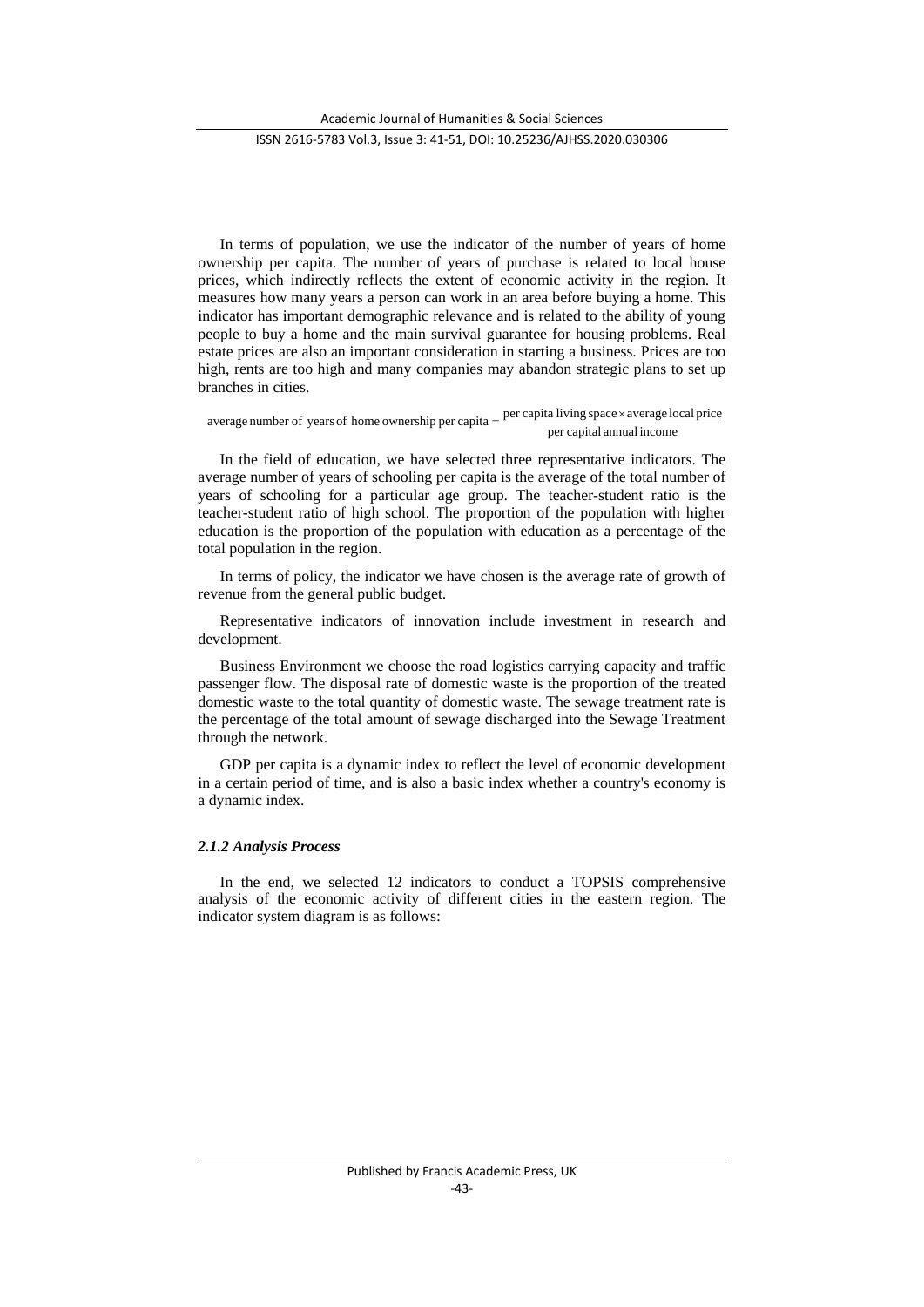In terms of population, we use the indicator of the number of years of home ownership per capita. The number of years of purchase is related to local house prices, which indirectly reflects the extent of economic activity in the region. It measures how many years a person can work in an area before buying a home. This indicator has important demographic relevance and is related to the ability of young people to buy a home and the main survival guarantee for housing problems. Real estate prices are also an important consideration in starting a business. Prices are too high, rents are too high and many companies may abandon strategic plans to set up branches in cities.

$$\text{average number of years of home ownership per capita} = \frac{\text{per capita living space} \times \text{average local price}}{\text{per capital annual income}}$$

In the field of education, we have selected three representative indicators. The average number of years of schooling per capita is the average of the total number of years of schooling for a particular age group. The teacher-student ratio is the teacher-student ratio of high school. The proportion of the population with higher education is the proportion of the population with education as a percentage of the total population in the region.

In terms of policy, the indicator we have chosen is the average rate of growth of revenue from the general public budget.

Representative indicators of innovation include investment in research and development.

Business Environment we choose the road logistics carrying capacity and traffic passenger flow. The disposal rate of domestic waste is the proportion of the treated domestic waste to the total quantity of domestic waste. The sewage treatment rate is the percentage of the total amount of sewage discharged into the Sewage Treatment through the network.

GDP per capita is a dynamic index to reflect the level of economic development in a certain period of time, and is also a basic index whether a country's economy is a dynamic index.

#### *2.1.2 Analysis Process*

In the end, we selected 12 indicators to conduct a TOPSIS comprehensive analysis of the economic activity of different cities in the eastern region. The indicator system diagram is as follows: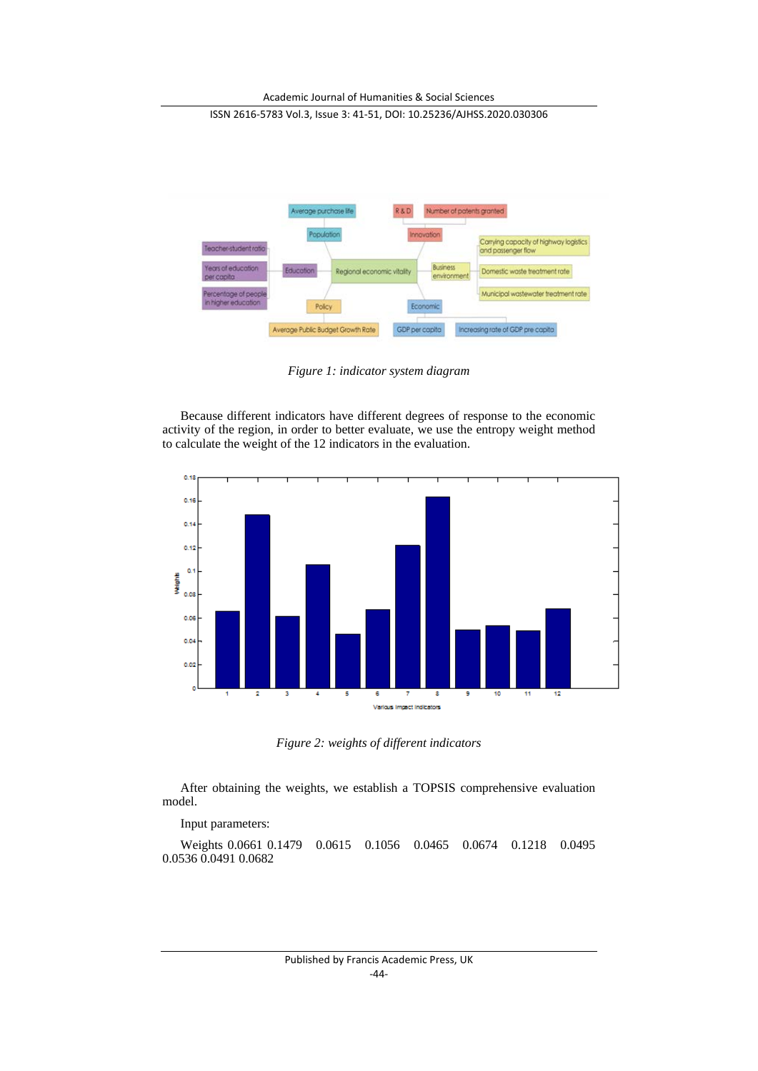*Figure 1: indicator system diagram*

Because different indicators have different degrees of response to the economic activity of the region, in order to better evaluate, we use the entropy weight method to calculate the weight of the 12 indicators in the evaluation.

*Figure 2: weights of different indicators*

After obtaining the weights, we establish a TOPSIS comprehensive evaluation model.

Input parameters:

Weights 0.0661 0.1479 0.0615 0.1056 0.0465 0.0674 0.1218 0.0495 0.0536 0.0491 0.0682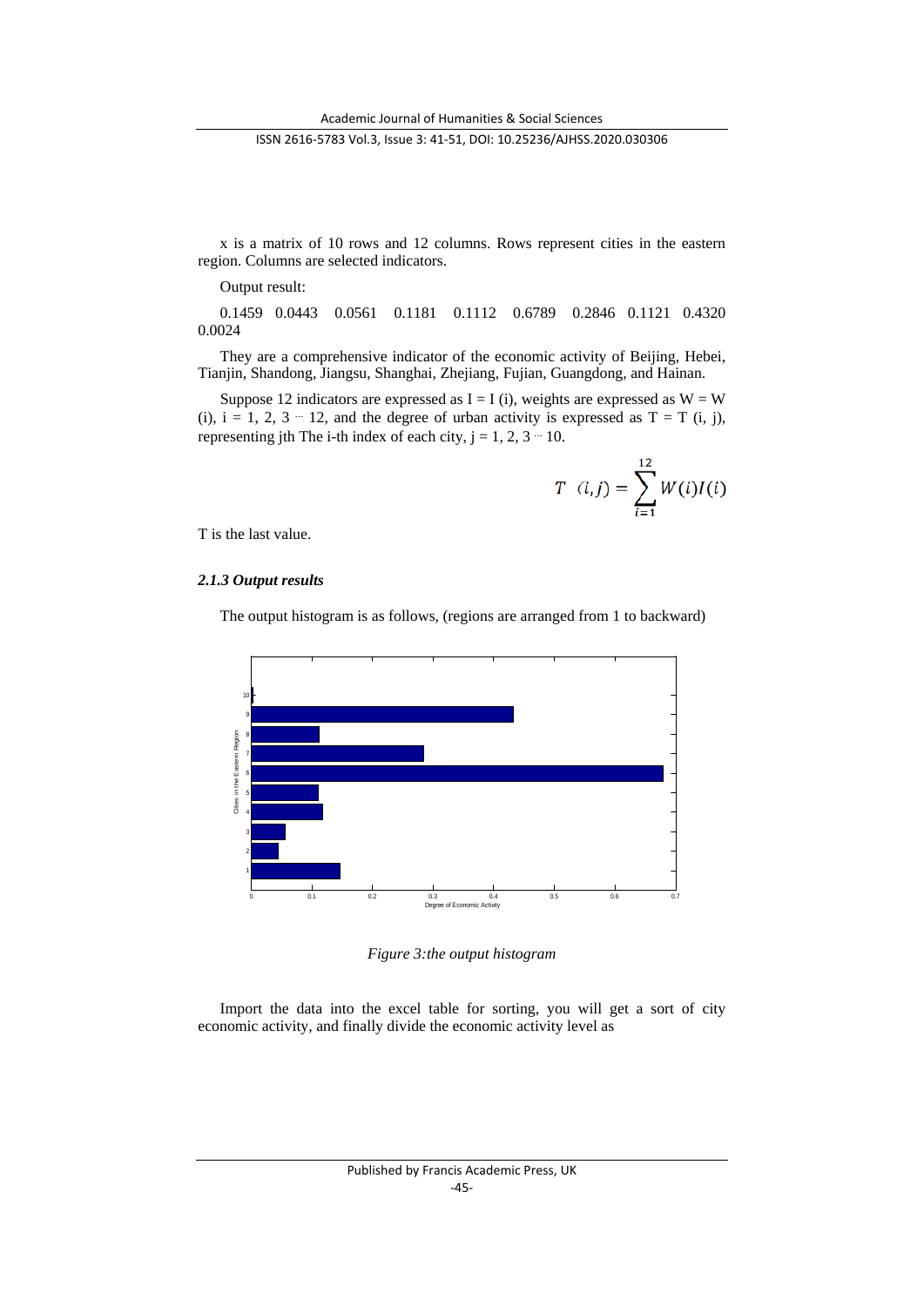x is a matrix of 10 rows and 12 columns. Rows represent cities in the eastern region. Columns are selected indicators.

Output result:

0.1459 0.0443 0.0561 0.1181 0.1112 0.6789 0.2846 0.1121 0.4320 0.0024

They are a comprehensive indicator of the economic activity of Beijing, Hebei, Tianjin, Shandong, Jiangsu, Shanghai, Zhejiang, Fujian, Guangdong, and Hainan.

Suppose 12 indicators are expressed as I = I (i), weights are expressed as W = W (i), i = 1, 2, 3 ⋯ 12, and the degree of urban activity is expressed as T = T (i, j), representing jth The i-th index of each city, j = 1, 2, 3 ⋯ 10.

$$T\ \ (i,j) = \sum_{i=1}^{12} W(i)I(i)$$

T is the last value.

### *2.1.3 Output results*

The output histogram is as follows, (regions are arranged from 1 to backward)

*Figure 3:the output histogram*

Import the data into the excel table for sorting, you will get a sort of city economic activity, and finally divide the economic activity level as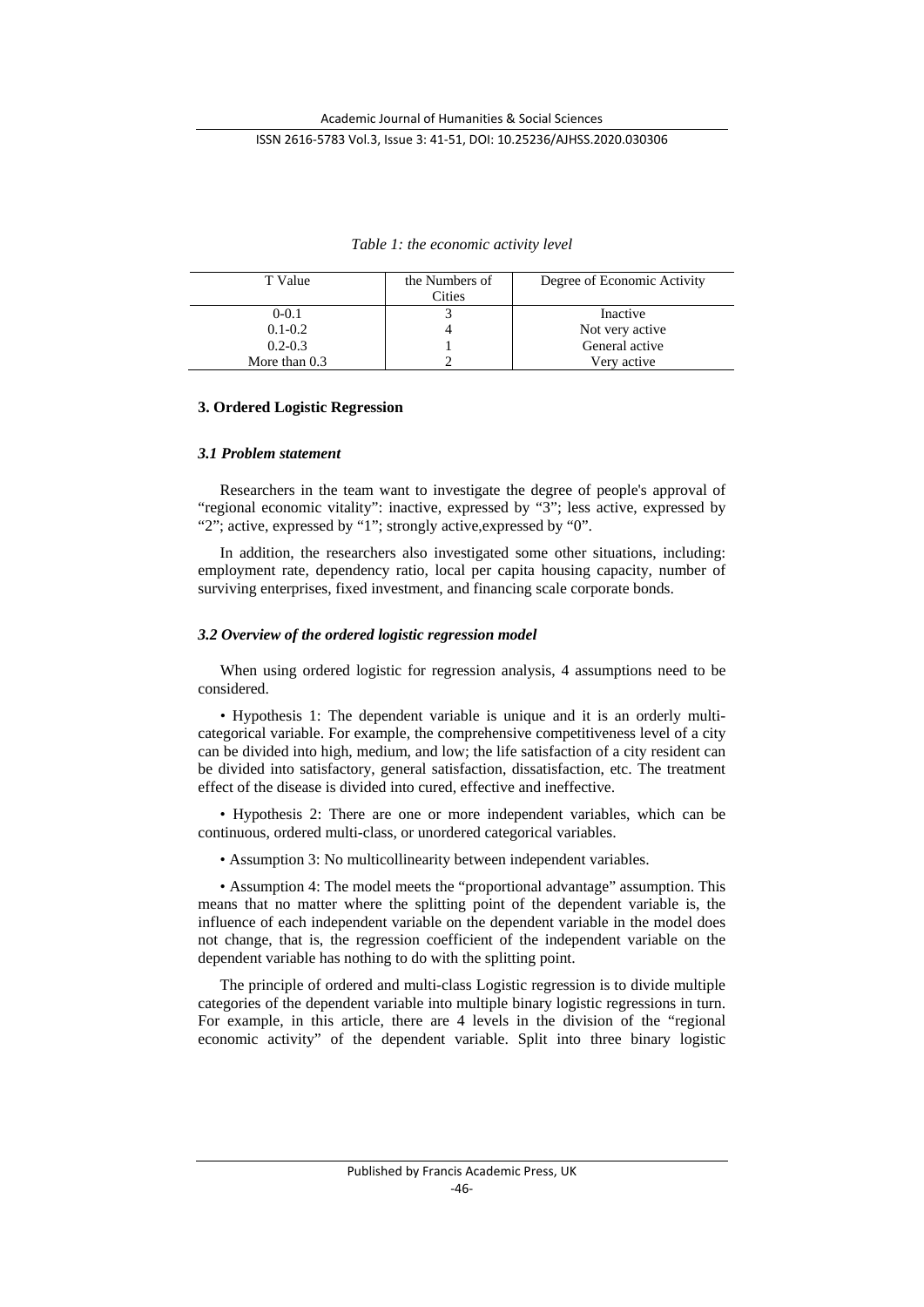*Table 1: the economic activity level*

| T Value | the Numbers of Cities | Degree of Economic Activity |
|---|---|---|
| 0-0.1 | 3 | Inactive |
| 0.1-0.2 | 4 | Not very active |
| 0.2-0.3 | 1 | General active |
| More than 0.3 | 2 | Very active |

### 3. Ordered Logistic Regression

#### *3.1 Problem statement*

Researchers in the team want to investigate the degree of people's approval of "regional economic vitality": inactive, expressed by "3"; less active, expressed by "2"; active, expressed by "1"; strongly active,expressed by "0".

In addition, the researchers also investigated some other situations, including: employment rate, dependency ratio, local per capita housing capacity, number of surviving enterprises, fixed investment, and financing scale corporate bonds.

#### *3.2 Overview of the ordered logistic regression model*

When using ordered logistic for regression analysis, 4 assumptions need to be considered.

• Hypothesis 1: The dependent variable is unique and it is an orderly multi-categorical variable. For example, the comprehensive competitiveness level of a city can be divided into high, medium, and low; the life satisfaction of a city resident can be divided into satisfactory, general satisfaction, dissatisfaction, etc. The treatment effect of the disease is divided into cured, effective and ineffective.

• Hypothesis 2: There are one or more independent variables, which can be continuous, ordered multi-class, or unordered categorical variables.

• Assumption 3: No multicollinearity between independent variables.

• Assumption 4: The model meets the "proportional advantage" assumption. This means that no matter where the splitting point of the dependent variable is, the influence of each independent variable on the dependent variable in the model does not change, that is, the regression coefficient of the independent variable on the dependent variable has nothing to do with the splitting point.

The principle of ordered and multi-class Logistic regression is to divide multiple categories of the dependent variable into multiple binary logistic regressions in turn. For example, in this article, there are 4 levels in the division of the "regional economic activity" of the dependent variable. Split into three binary logistic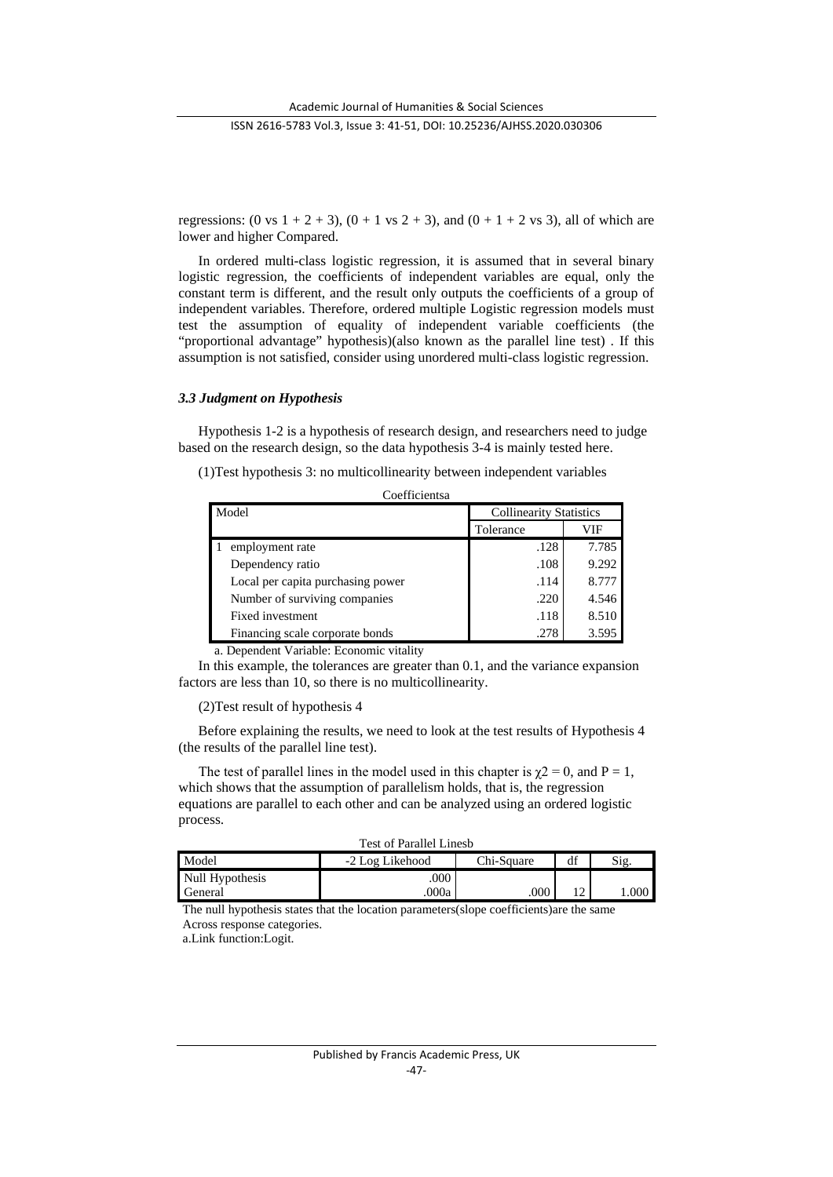regressions: (0 vs 1 + 2 + 3), (0 + 1 vs 2 + 3), and (0 + 1 + 2 vs 3), all of which are lower and higher Compared.

In ordered multi-class logistic regression, it is assumed that in several binary logistic regression, the coefficients of independent variables are equal, only the constant term is different, and the result only outputs the coefficients of a group of independent variables. Therefore, ordered multiple Logistic regression models must test the assumption of equality of independent variable coefficients (the "proportional advantage" hypothesis)(also known as the parallel line test) . If this assumption is not satisfied, consider using unordered multi-class logistic regression.

### *3.3 Judgment on Hypothesis*

Hypothesis 1-2 is a hypothesis of research design, and researchers need to judge based on the research design, so the data hypothesis 3-4 is mainly tested here.

(1)Test hypothesis 3: no multicollinearity between independent variables

Coefficientsa

| Model | | Collinearity Statistics | |
|---|---|---|---|
| | | Tolerance | VIF |
| 1 | employment rate | .128 | 7.785 |
| | Dependency ratio | .108 | 9.292 |
| | Local per capita purchasing power | .114 | 8.777 |
| | Number of surviving companies | .220 | 4.546 |
| | Fixed investment | .118 | 8.510 |
| | Financing scale corporate bonds | .278 | 3.595 |

a. Dependent Variable: Economic vitality

In this example, the tolerances are greater than 0.1, and the variance expansion factors are less than 10, so there is no multicollinearity.

(2)Test result of hypothesis 4

Before explaining the results, we need to look at the test results of Hypothesis 4 (the results of the parallel line test).

The test of parallel lines in the model used in this chapter is $\chi 2 = 0$, and $P = 1$, which shows that the assumption of parallelism holds, that is, the regression equations are parallel to each other and can be analyzed using an ordered logistic process.

Test of Parallel Linesb

| Model | -2 Log Likehood | Chi-Square | df | Sig. |
|---|---|---|---|---|
| Null Hypothesis | .000 | | | |
| General | .000a | .000 | 12 | 1.000 |

The null hypothesis states that the location parameters(slope coefficients)are the same Across response categories.

a.Link function:Logit.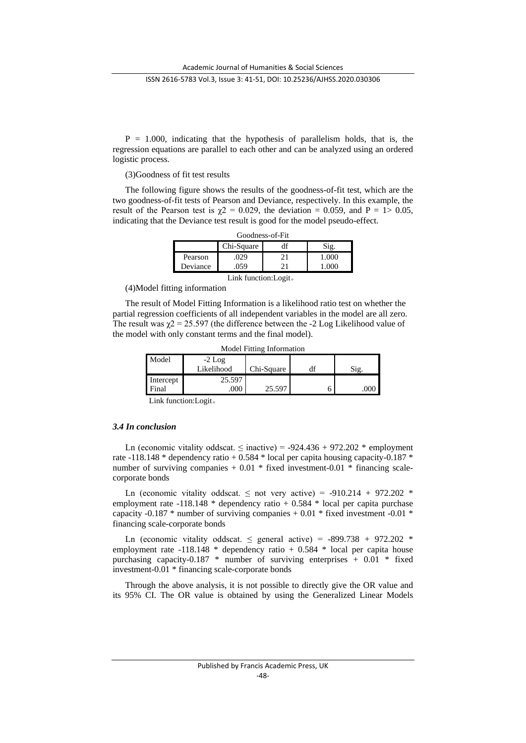$P = 1.000$, indicating that the hypothesis of parallelism holds, that is, the regression equations are parallel to each other and can be analyzed using an ordered logistic process.

(3)Goodness of fit test results

The following figure shows the results of the goodness-of-fit test, which are the two goodness-of-fit tests of Pearson and Deviance, respectively. In this example, the result of the Pearson test is $\chi 2 = 0.029$, the deviation = 0.059, and $P = 1 > 0.05$, indicating that the Deviance test result is good for the model pseudo-effect.

Goodness-of-Fit

|  | Chi-Square | df | Sig. |
|---|---|---|---|
| Pearson | .029 | 21 | 1.000 |
| Deviance | .059 | 21 | 1.000 |

Link function:Logit。

(4)Model fitting information

The result of Model Fitting Information is a likelihood ratio test on whether the partial regression coefficients of all independent variables in the model are all zero. The result was $\chi 2 = 25.597$ (the difference between the -2 Log Likelihood value of the model with only constant terms and the final model).

Model Fitting Information

| Model | -2 Log Likelihood | Chi-Square | df | Sig. |
|---|---|---|---|---|
| Intercept | 25.597 |  |  |  |
| Final | .000 | 25.597 | 6 | .000 |

Link function:Logit。

### *3.4 In conclusion*

Ln (economic vitality oddscat. $\leq$ inactive) = -924.436 + 972.202 * employment rate -118.148 * dependency ratio + 0.584 * local per capita housing capacity-0.187 * number of surviving companies + 0.01 * fixed investment-0.01 * financing scale-corporate bonds

Ln (economic vitality oddscat. $\leq$ not very active) = -910.214 + 972.202 * employment rate -118.148 * dependency ratio + 0.584 * local per capita purchase capacity -0.187 * number of surviving companies + 0.01 * fixed investment -0.01 * financing scale-corporate bonds

Ln (economic vitality oddscat. $\leq$ general active) = -899.738 + 972.202 * employment rate -118.148 * dependency ratio + 0.584 * local per capita house purchasing capacity-0.187 * number of surviving enterprises + 0.01 * fixed investment-0.01 * financing scale-corporate bonds

Through the above analysis, it is not possible to directly give the OR value and its 95% CI. The OR value is obtained by using the Generalized Linear Models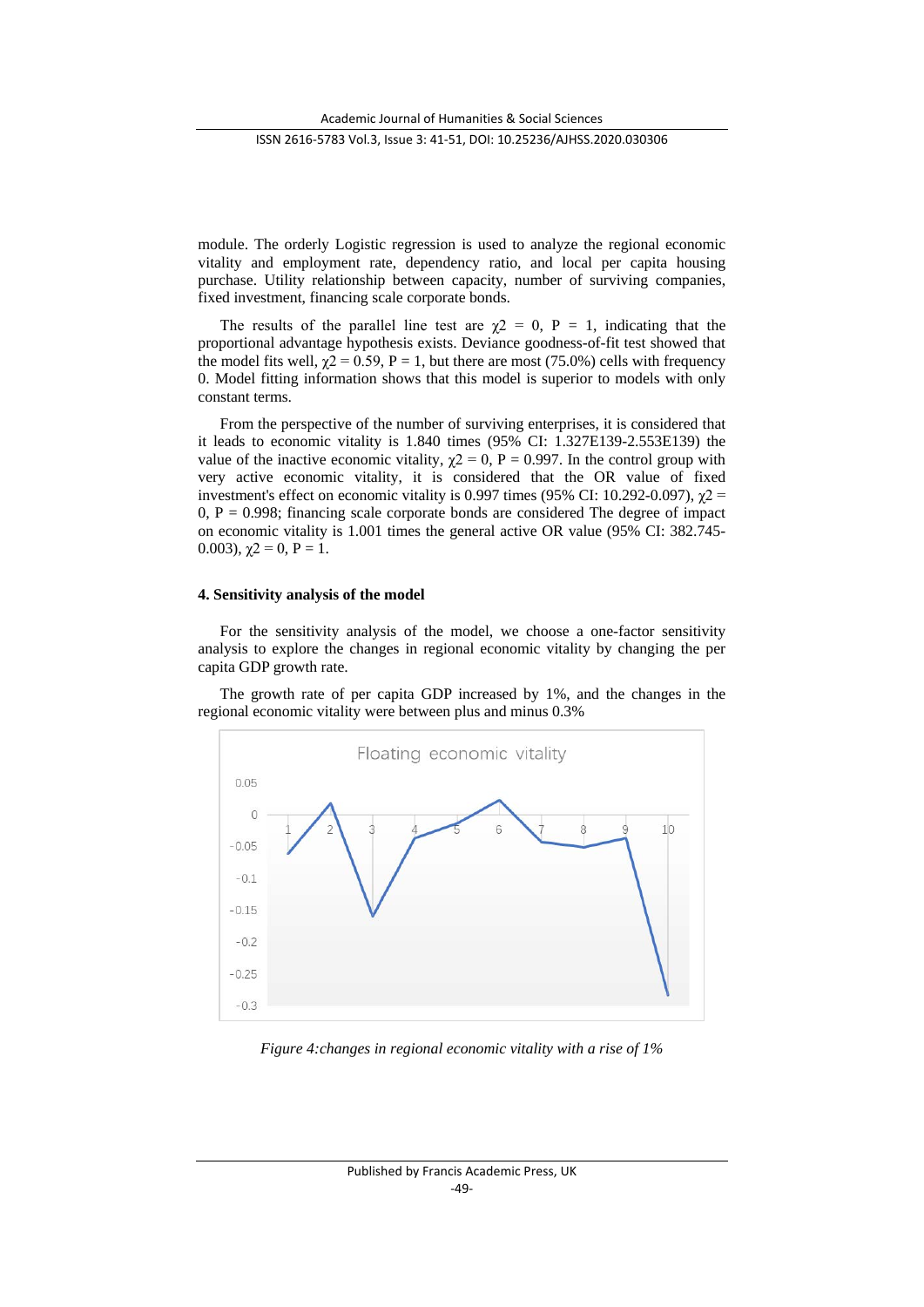module. The orderly Logistic regression is used to analyze the regional economic vitality and employment rate, dependency ratio, and local per capita housing purchase. Utility relationship between capacity, number of surviving companies, fixed investment, financing scale corporate bonds.

The results of the parallel line test are $\chi 2 = 0$, $P = 1$, indicating that the proportional advantage hypothesis exists. Deviance goodness-of-fit test showed that the model fits well, $\chi 2 = 0.59$, $P = 1$, but there are most (75.0%) cells with frequency 0. Model fitting information shows that this model is superior to models with only constant terms.

From the perspective of the number of surviving enterprises, it is considered that it leads to economic vitality is 1.840 times (95% CI: 1.327E139-2.553E139) the value of the inactive economic vitality, $\chi 2 = 0$, $P = 0.997$. In the control group with very active economic vitality, it is considered that the OR value of fixed investment's effect on economic vitality is 0.997 times (95% CI: 10.292-0.097), $\chi 2 = 0$, $P = 0.998$; financing scale corporate bonds are considered The degree of impact on economic vitality is 1.001 times the general active OR value (95% CI: 382.745-0.003), $\chi 2 = 0$, $P = 1$.

## 4. Sensitivity analysis of the model

For the sensitivity analysis of the model, we choose a one-factor sensitivity analysis to explore the changes in regional economic vitality by changing the per capita GDP growth rate.

The growth rate of per capita GDP increased by 1%, and the changes in the regional economic vitality were between plus and minus 0.3%

*Figure 4:changes in regional economic vitality with a rise of 1%*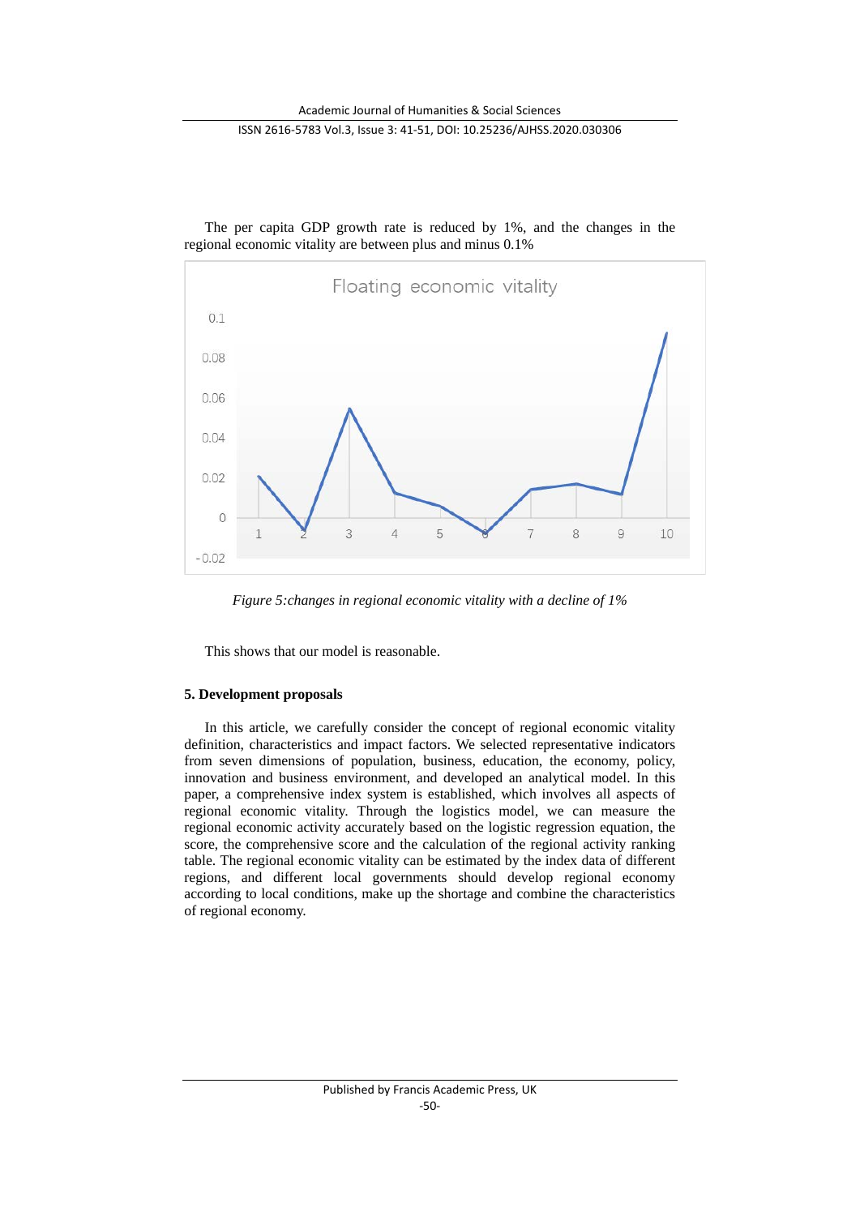The per capita GDP growth rate is reduced by 1%, and the changes in the regional economic vitality are between plus and minus 0.1%

*Figure 5:changes in regional economic vitality with a decline of 1%*

This shows that our model is reasonable.

**5. Development proposals**

In this article, we carefully consider the concept of regional economic vitality definition, characteristics and impact factors. We selected representative indicators from seven dimensions of population, business, education, the economy, policy, innovation and business environment, and developed an analytical model. In this paper, a comprehensive index system is established, which involves all aspects of regional economic vitality. Through the logistics model, we can measure the regional economic activity accurately based on the logistic regression equation, the score, the comprehensive score and the calculation of the regional activity ranking table. The regional economic vitality can be estimated by the index data of different regions, and different local governments should develop regional economy according to local conditions, make up the shortage and combine the characteristics of regional economy.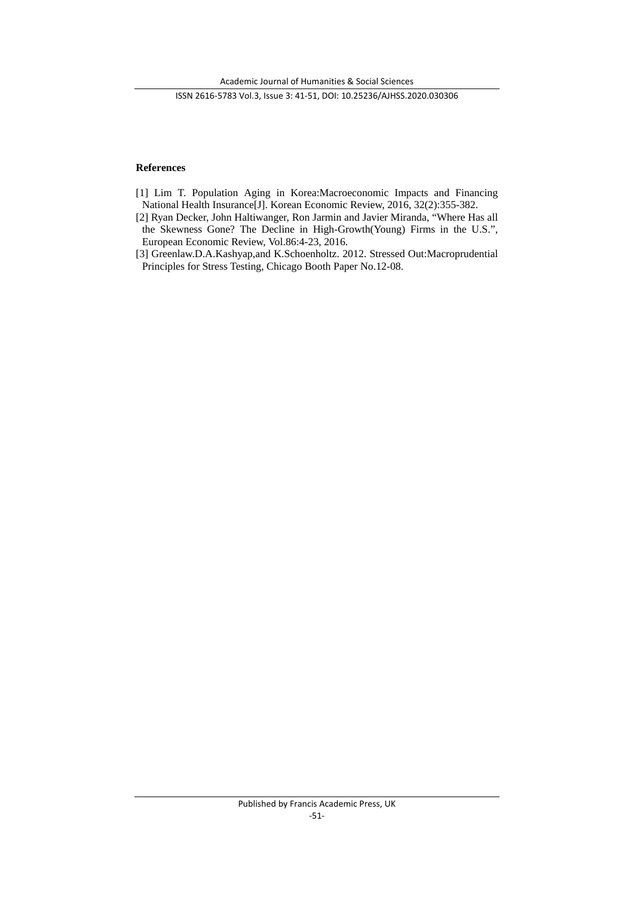**References**

[1] Lim T. Population Aging in Korea:Macroeconomic Impacts and Financing National Health Insurance[J]. Korean Economic Review, 2016, 32(2):355-382.

[2] Ryan Decker, John Haltiwanger, Ron Jarmin and Javier Miranda, "Where Has all the Skewness Gone? The Decline in High-Growth(Young) Firms in the U.S.", European Economic Review, Vol.86:4-23, 2016.

[3] Greenlaw.D.A.Kashyap,and K.Schoenholtz. 2012. Stressed Out:Macroprudential Principles for Stress Testing, Chicago Booth Paper No.12-08.